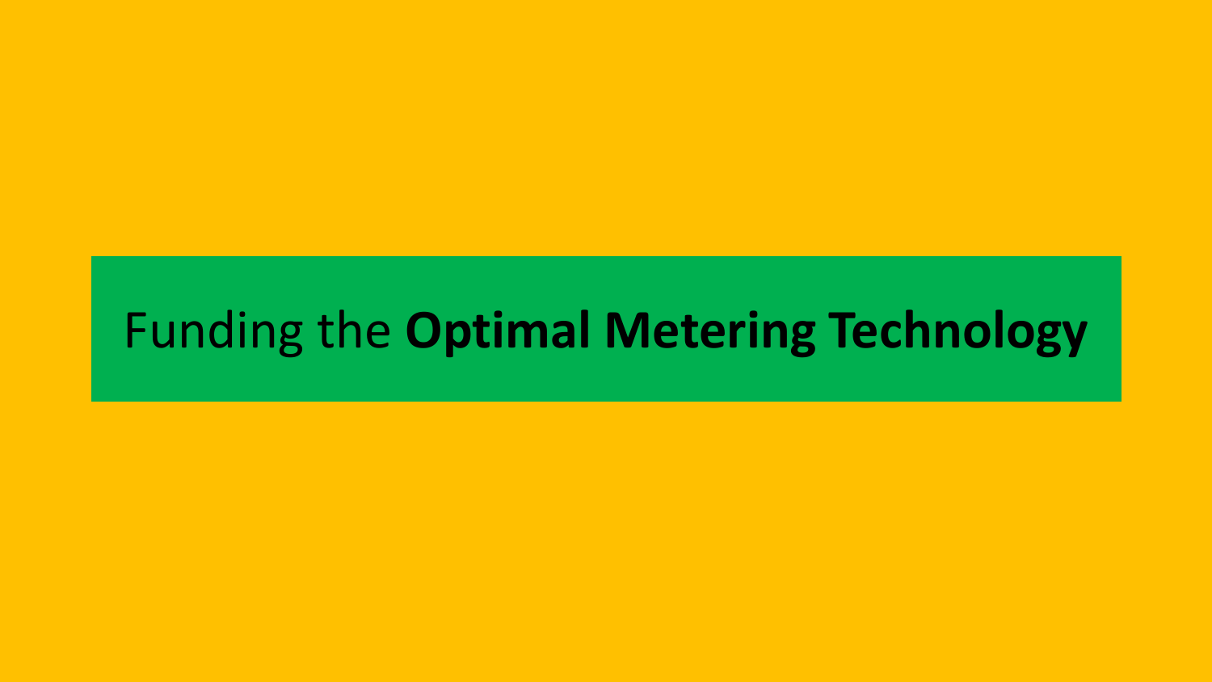# Funding the **Optimal Metering Technology**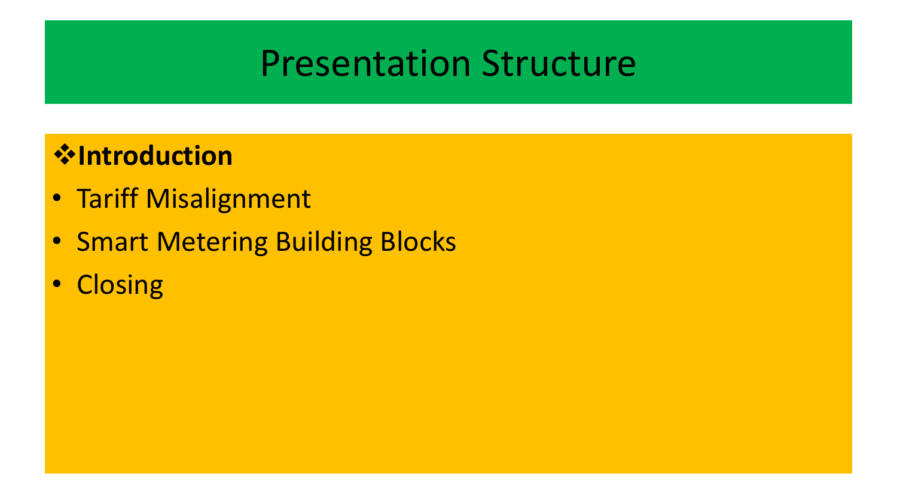# Presentation Structure

❖**Introduction**

- Tariff Misalignment
- Smart Metering Building Blocks
- Closing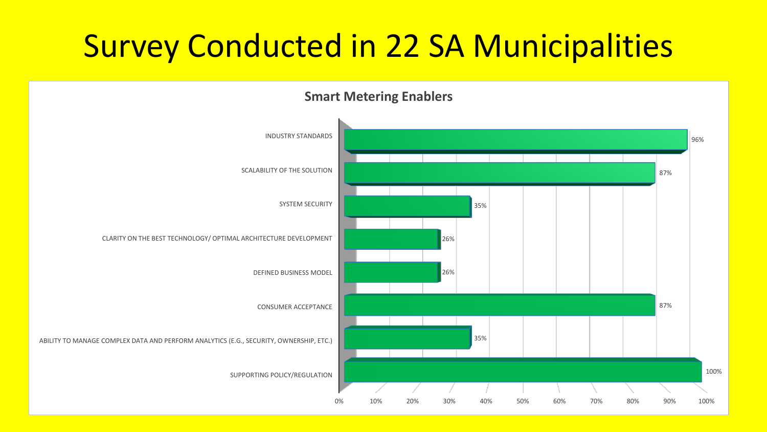# Survey Conducted in 22 SA Municipalities

**Smart Metering Enablers**

| Enabler | Percentage |
|---|---|
| INDUSTRY STANDARDS | 96% |
| SCALABILITY OF THE SOLUTION | 87% |
| SYSTEM SECURITY | 35% |
| CLARITY ON THE BEST TECHNOLOGY/ OPTIMAL ARCHITECTURE DEVELOPMENT | 26% |
| DEFINED BUSINESS MODEL | 26% |
| CONSUMER ACCEPTANCE | 87% |
| ABILITY TO MANAGE COMPLEX DATA AND PERFORM ANALYTICS (E.G., SECURITY, OWNERSHIP, ETC.) | 35% |
| SUPPORTING POLICY/REGULATION | 100% |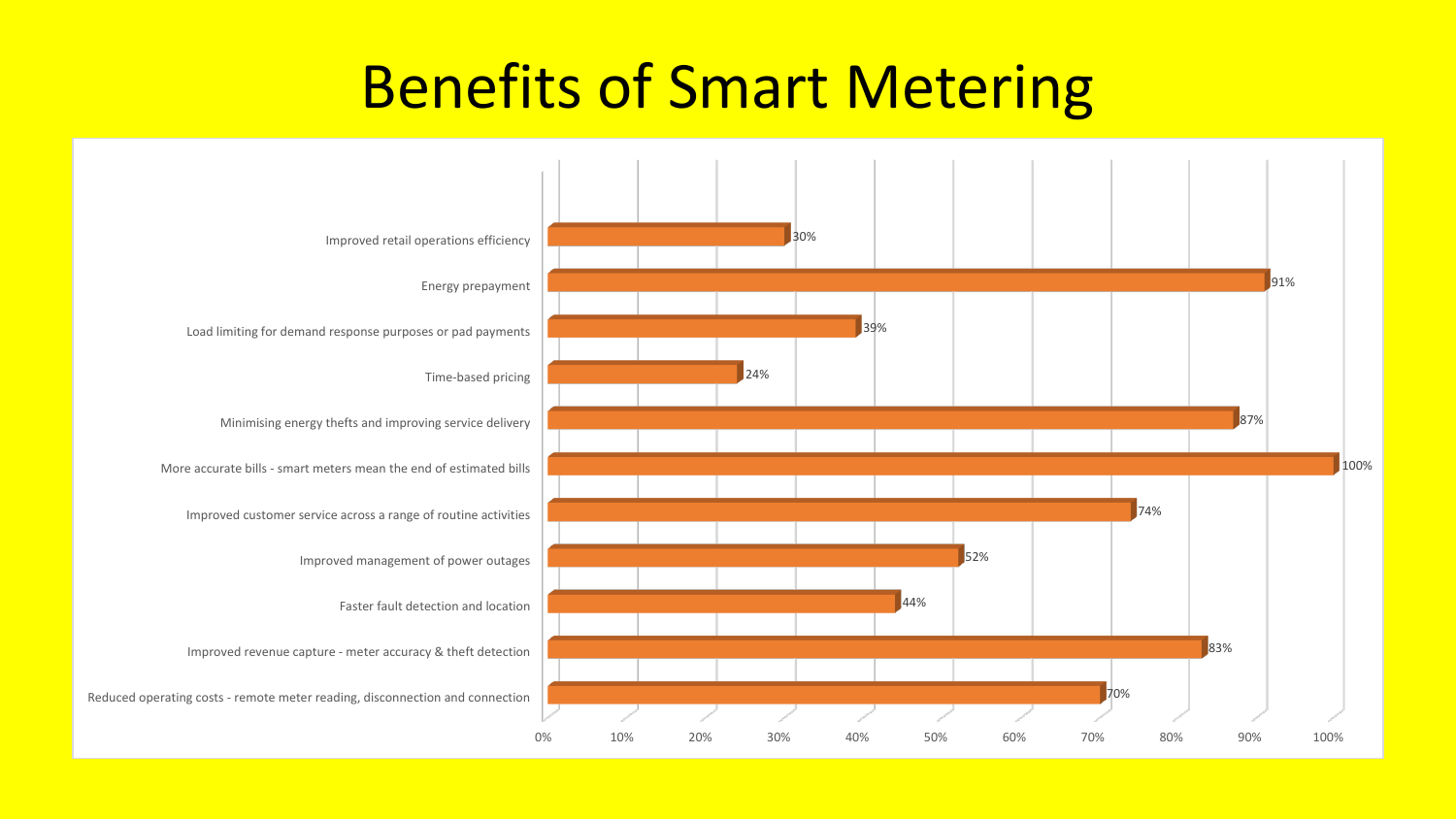# Benefits of Smart Metering

| Benefit | Percentage |
|---|---|
| Improved retail operations efficiency | 30% |
| Energy prepayment | 91% |
| Load limiting for demand response purposes or pad payments | 39% |
| Time-based pricing | 24% |
| Minimising energy thefts and improving service delivery | 87% |
| More accurate bills - smart meters mean the end of estimated bills | 100% |
| Improved customer service across a range of routine activities | 74% |
| Improved management of power outages | 52% |
| Faster fault detection and location | 44% |
| Improved revenue capture - meter accuracy & theft detection | 83% |
| Reduced operating costs - remote meter reading, disconnection and connection | 70% |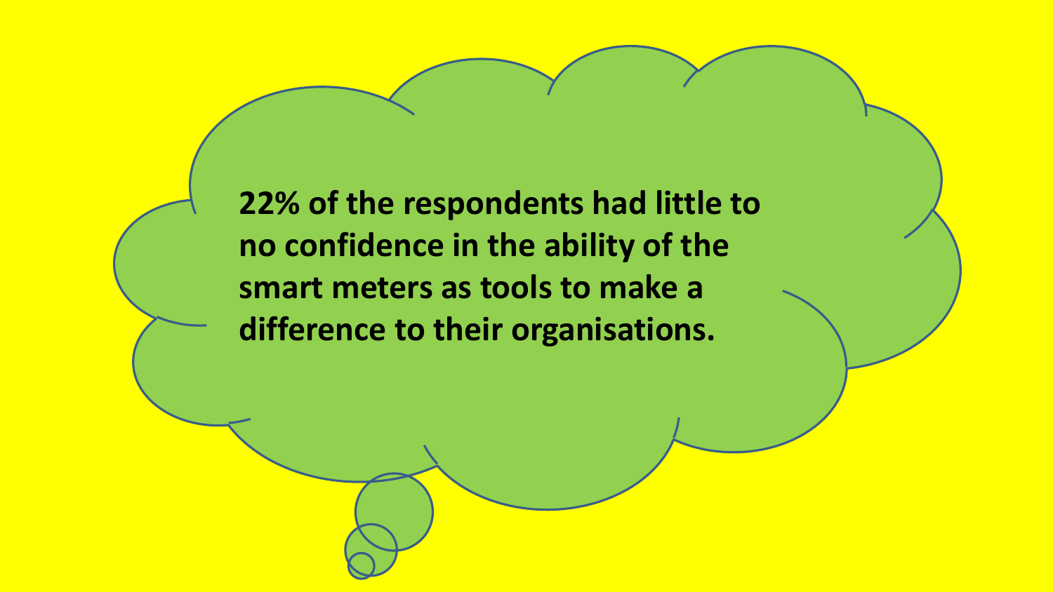**22% of the respondents had little to no confidence in the ability of the smart meters as tools to make a difference to their organisations.**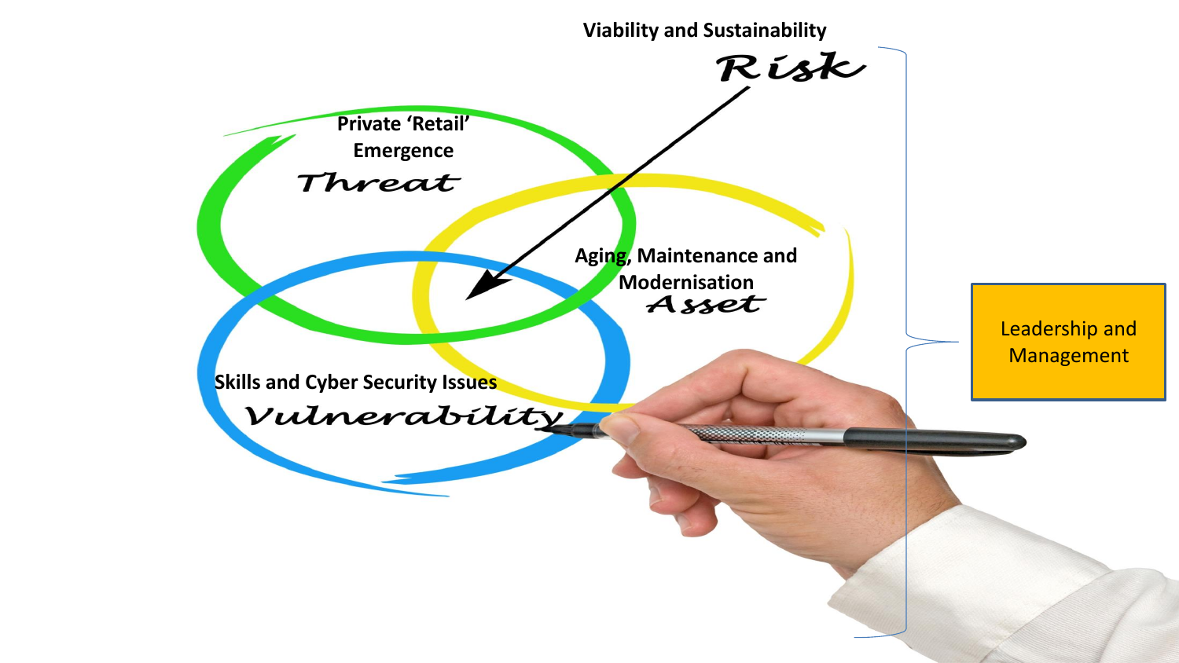Viability and Sustainability

*Risk*

Private 'Retail' Emergence

*Threat*

Aging, Maintenance and Modernisation

*Asset*

Skills and Cyber Security Issues

*Vulnerability*

Leadership and Management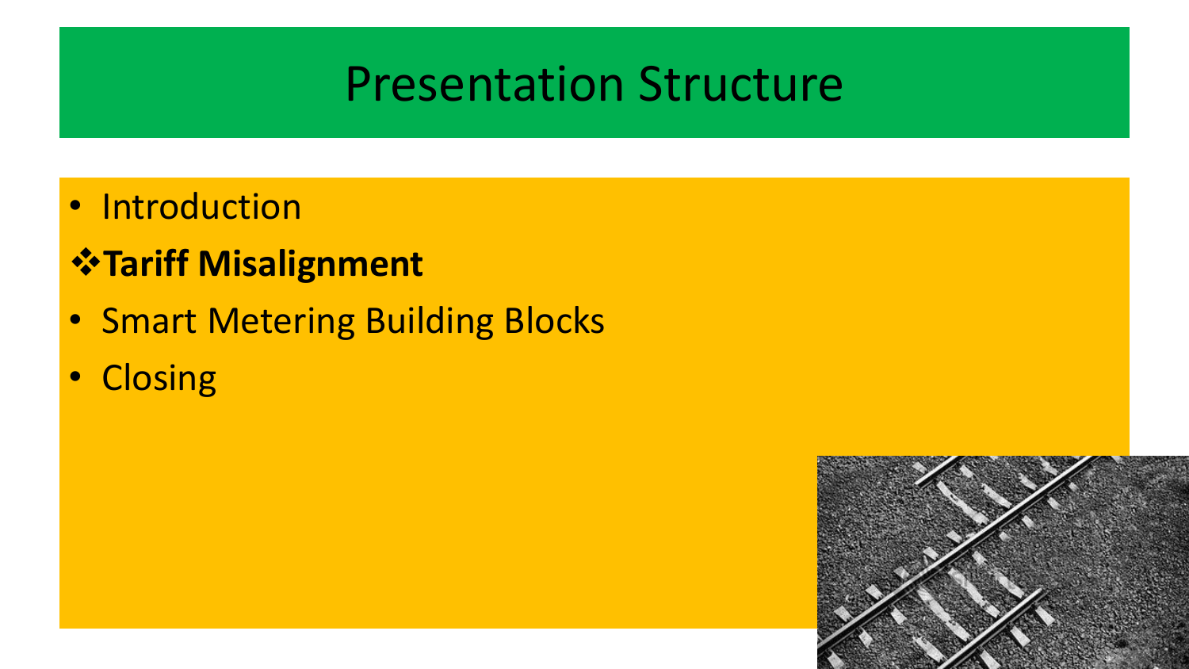# Presentation Structure

- Introduction
- **Tariff Misalignment**
- Smart Metering Building Blocks
- Closing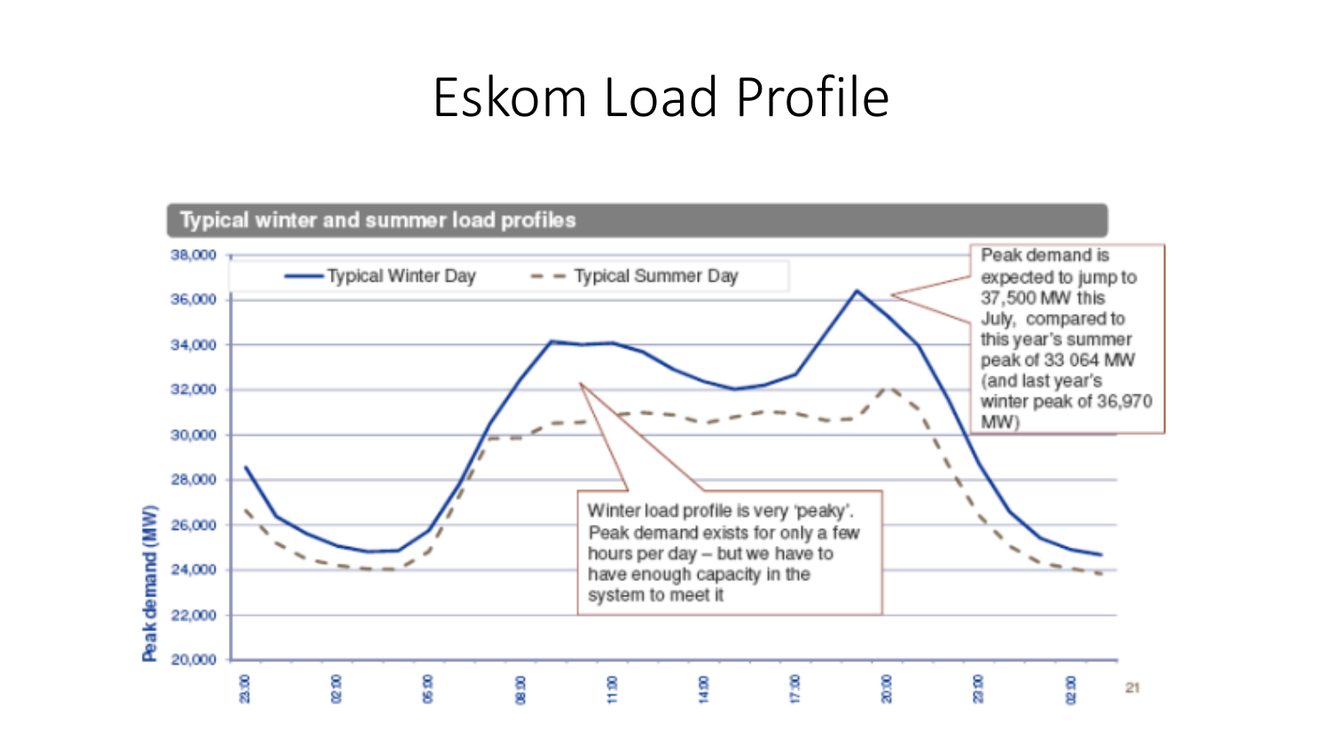# Eskom Load Profile

**Typical winter and summer load profiles**

Peak demand (MW)

38,000
36,000
34,000
32,000
30,000
28,000
26,000
24,000
22,000
20,000

23:00 02:00 05:00 08:00 11:00 14:00 17:00 20:00 23:00 02:00

— Typical Winter Day
- - Typical Summer Day

Peak demand is expected to jump to 37,500 MW this July, compared to this year's summer peak of 33 064 MW (and last year's winter peak of 36,970 MW)

Winter load profile is very 'peaky'. Peak demand exists for only a few hours per day – but we have to have enough capacity in the system to meet it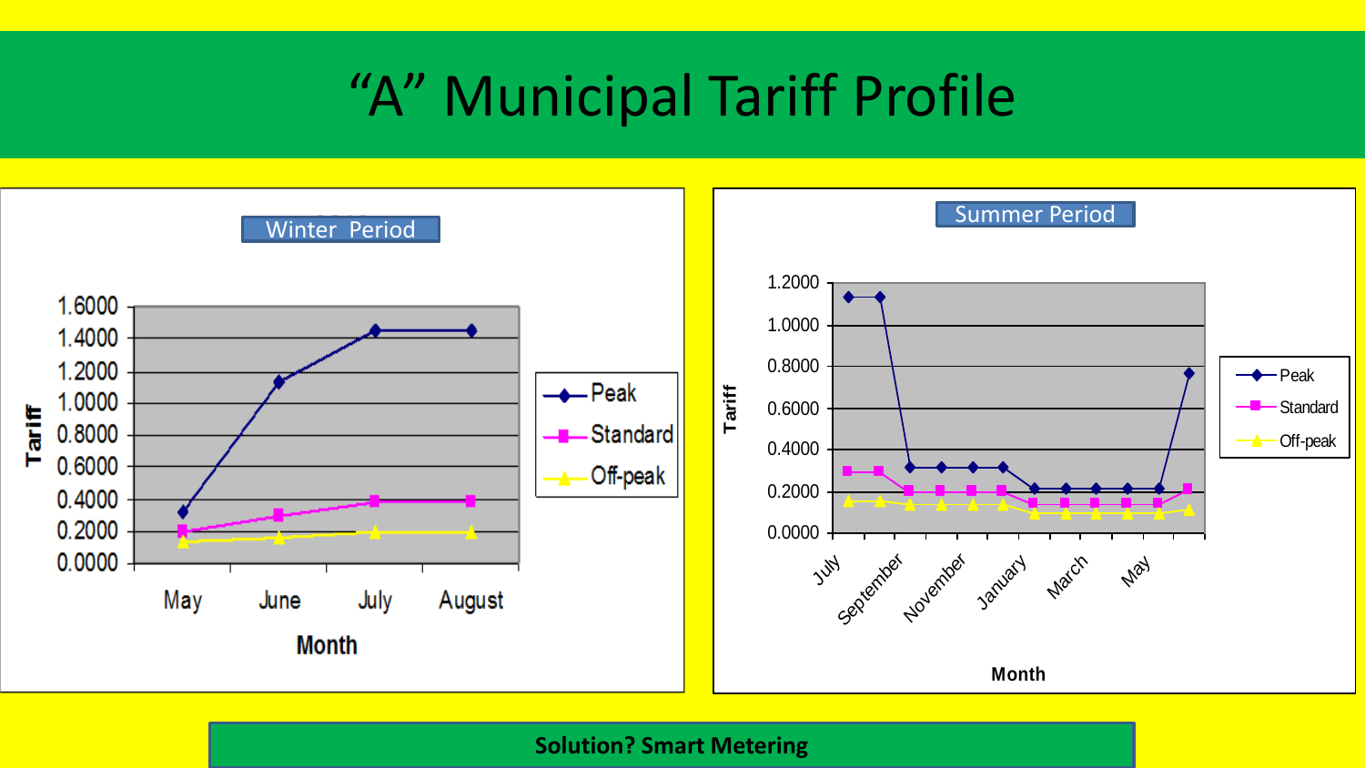# "A" Municipal Tariff Profile

## Winter Period

Tariff (0.0000 – 1.6000) by Month: May, June, July, August

Legend: Peak, Standard, Off-peak

## Summer Period

Tariff (0.0000 – 1.2000) by Month: July, September, November, January, March, May

Legend: Peak, Standard, Off-peak

**Solution? Smart Metering**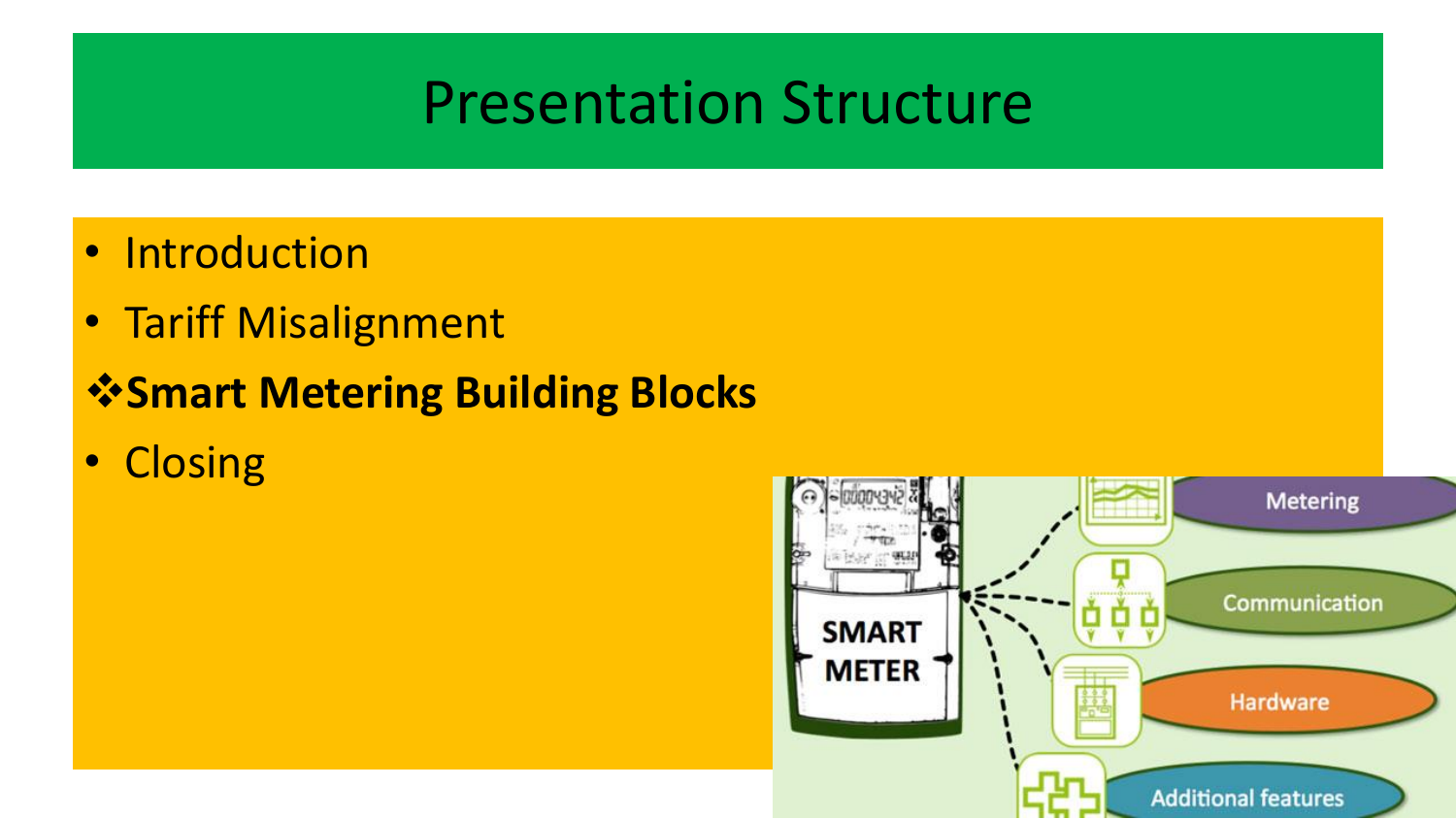# Presentation Structure

- Introduction
- Tariff Misalignment
- ❖**Smart Metering Building Blocks**
- Closing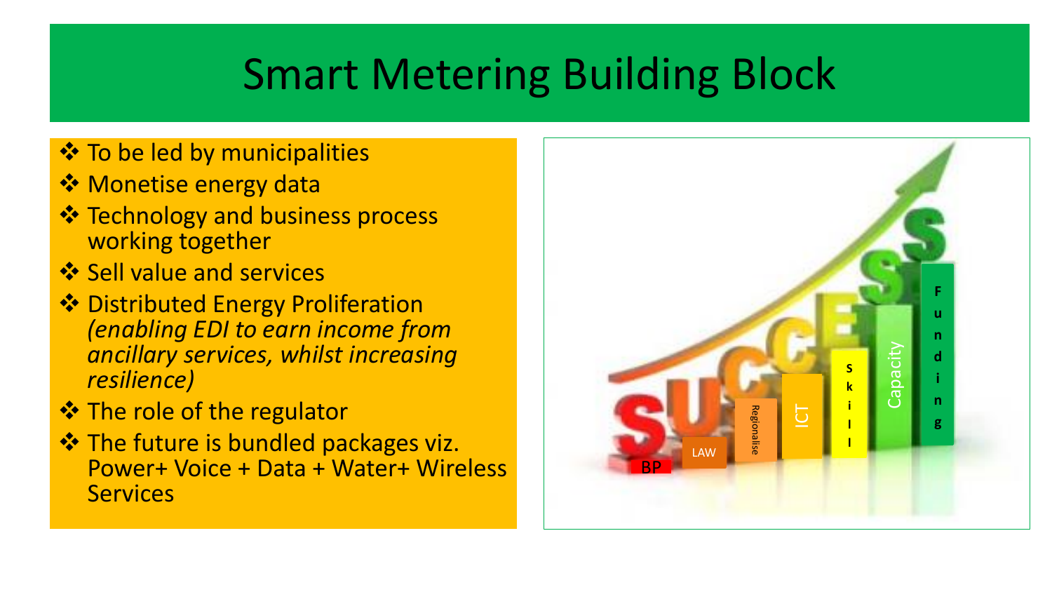# Smart Metering Building Block

- To be led by municipalities
- Monetise energy data
- Technology and business process working together
- Sell value and services
- Distributed Energy Proliferation *(enabling EDI to earn income from ancillary services, whilst increasing resilience)*
- The role of the regulator
- The future is bundled packages viz. Power+ Voice + Data + Water+ Wireless Services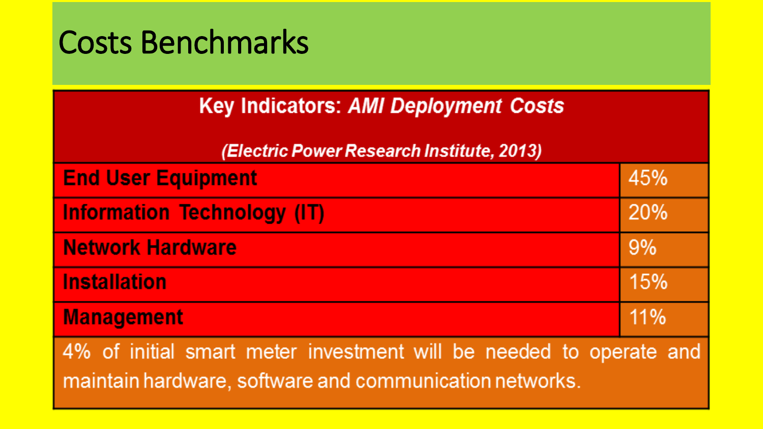# Costs Benchmarks

| Key Indicators: *AMI Deployment Costs* (*Electric Power Research Institute, 2013*) | |
|---|---|
| **End User Equipment** | 45% |
| **Information Technology (IT)** | 20% |
| **Network Hardware** | 9% |
| **Installation** | 15% |
| **Management** | 11% |
| 4% of initial smart meter investment will be needed to operate and maintain hardware, software and communication networks. | |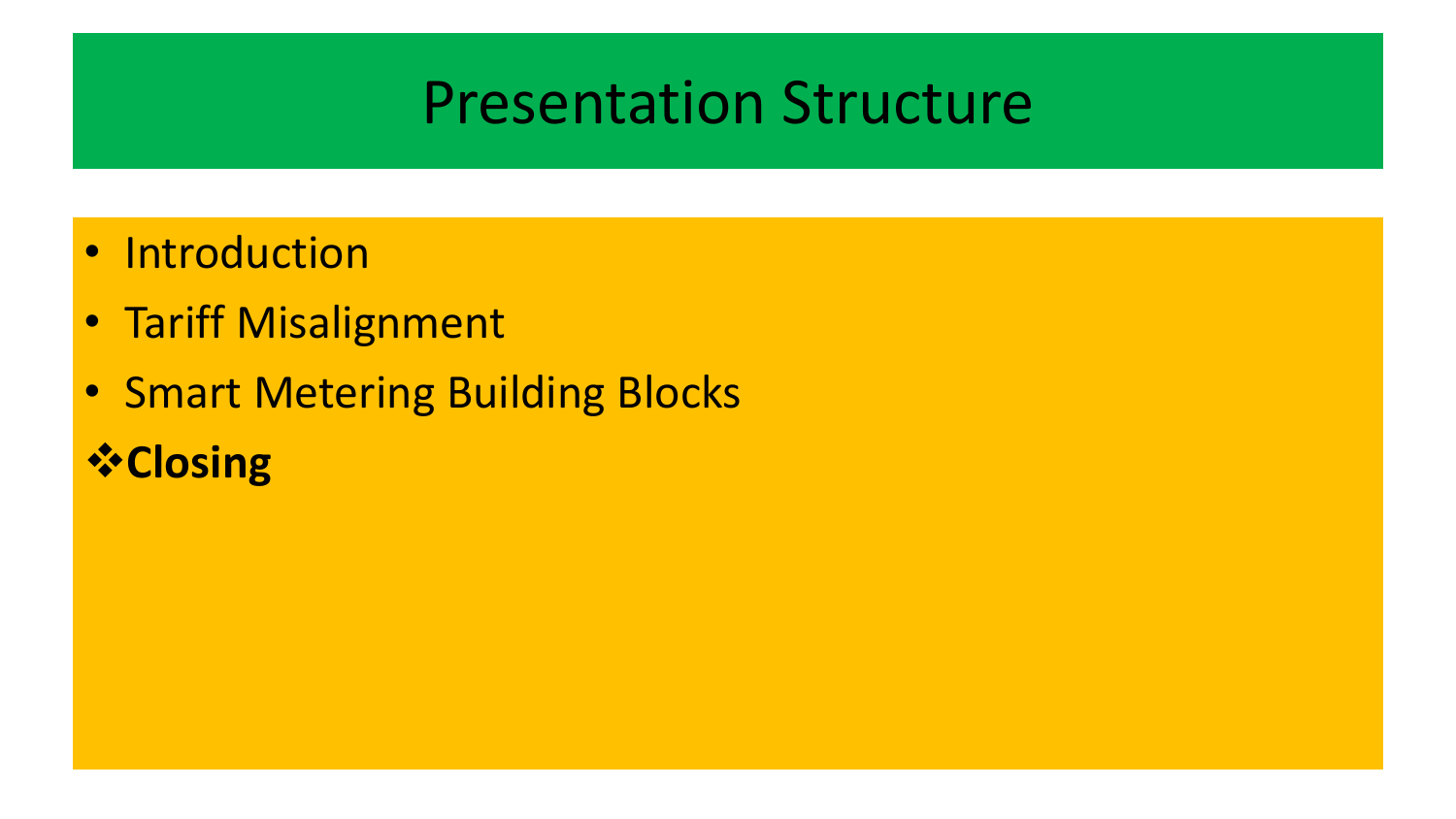# Presentation Structure

- Introduction
- Tariff Misalignment
- Smart Metering Building Blocks

❖**Closing**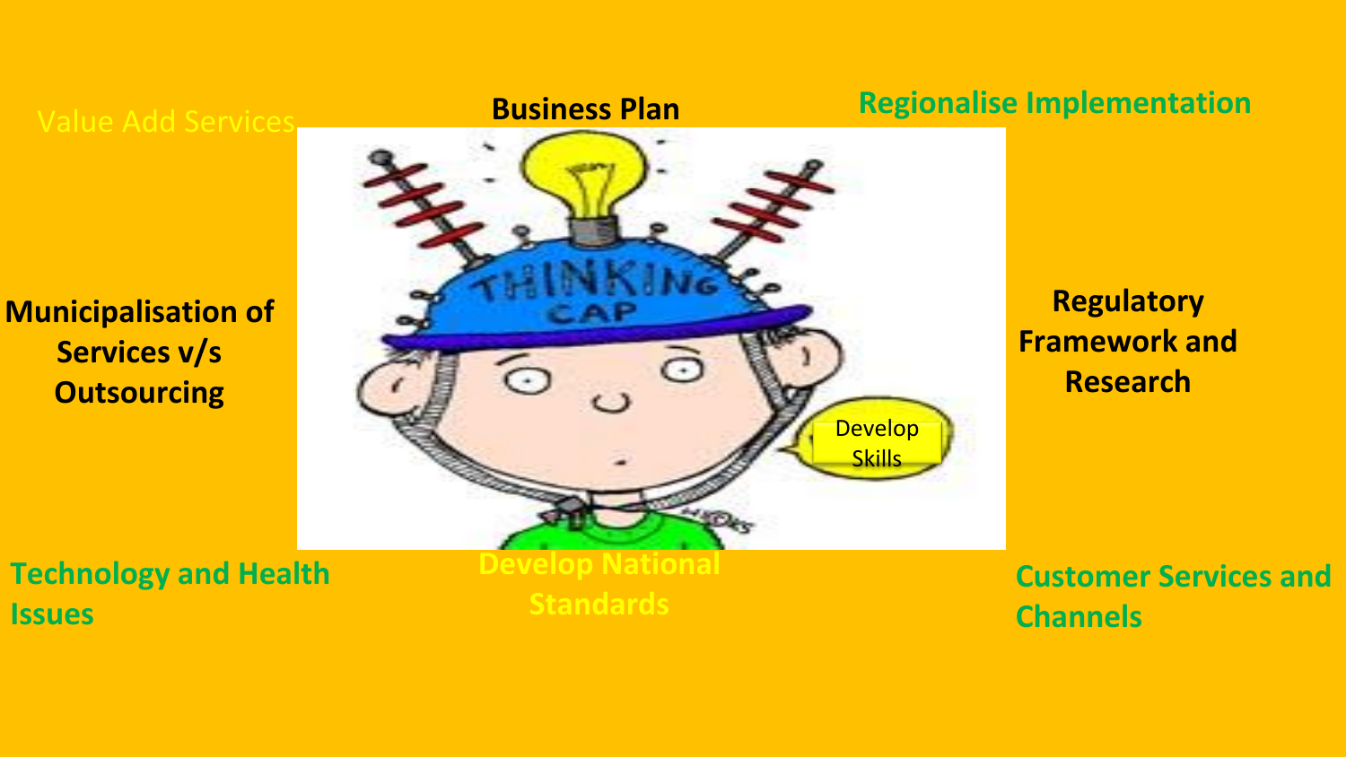Value Add Services

**Business Plan**

**Regionalise Implementation**

**Municipalisation of Services v/s Outsourcing**

**Regulatory Framework and Research**

Develop Skills

**Technology and Health Issues**

**Develop National Standards**

**Customer Services and Channels**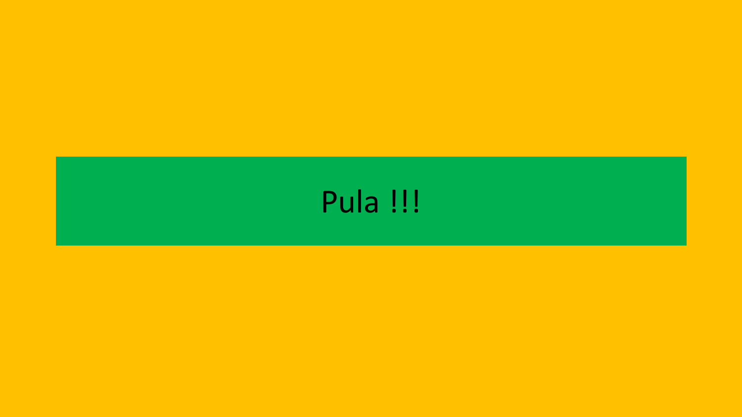Pula !!!